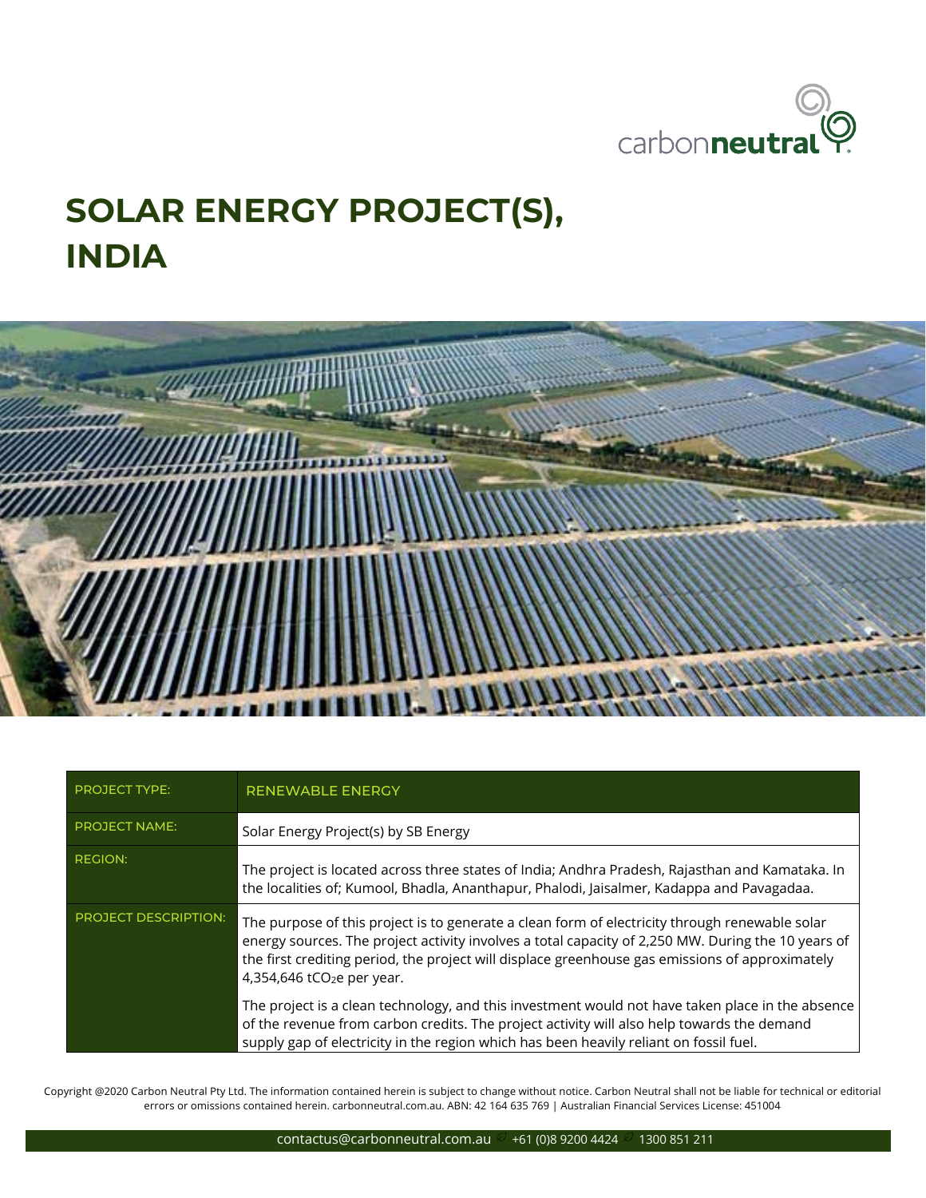carbon**neutral**

# SOLAR ENERGY PROJECT(S), INDIA

| PROJECT TYPE: | RENEWABLE ENERGY |
|---|---|
| PROJECT NAME: | Solar Energy Project(s) by SB Energy |
| REGION: | The project is located across three states of India; Andhra Pradesh, Rajasthan and Kamataka. In the localities of; Kumool, Bhadla, Ananthapur, Phalodi, Jaisalmer, Kadappa and Pavagadaa. |
| PROJECT DESCRIPTION: | The purpose of this project is to generate a clean form of electricity through renewable solar energy sources. The project activity involves a total capacity of 2,250 MW. During the 10 years of the first crediting period, the project will displace greenhouse gas emissions of approximately 4,354,646 $tCO_2e$ per year.<br><br>The project is a clean technology, and this investment would not have taken place in the absence of the revenue from carbon credits. The project activity will also help towards the demand supply gap of electricity in the region which has been heavily reliant on fossil fuel. |

Copyright @2020 Carbon Neutral Pty Ltd. The information contained herein is subject to change without notice. Carbon Neutral shall not be liable for technical or editorial errors or omissions contained herein. carbonneutral.com.au. ABN: 42 164 635 769 | Australian Financial Services License: 451004

contactus@carbonneutral.com.au +61 (0)8 9200 4424 1300 851 211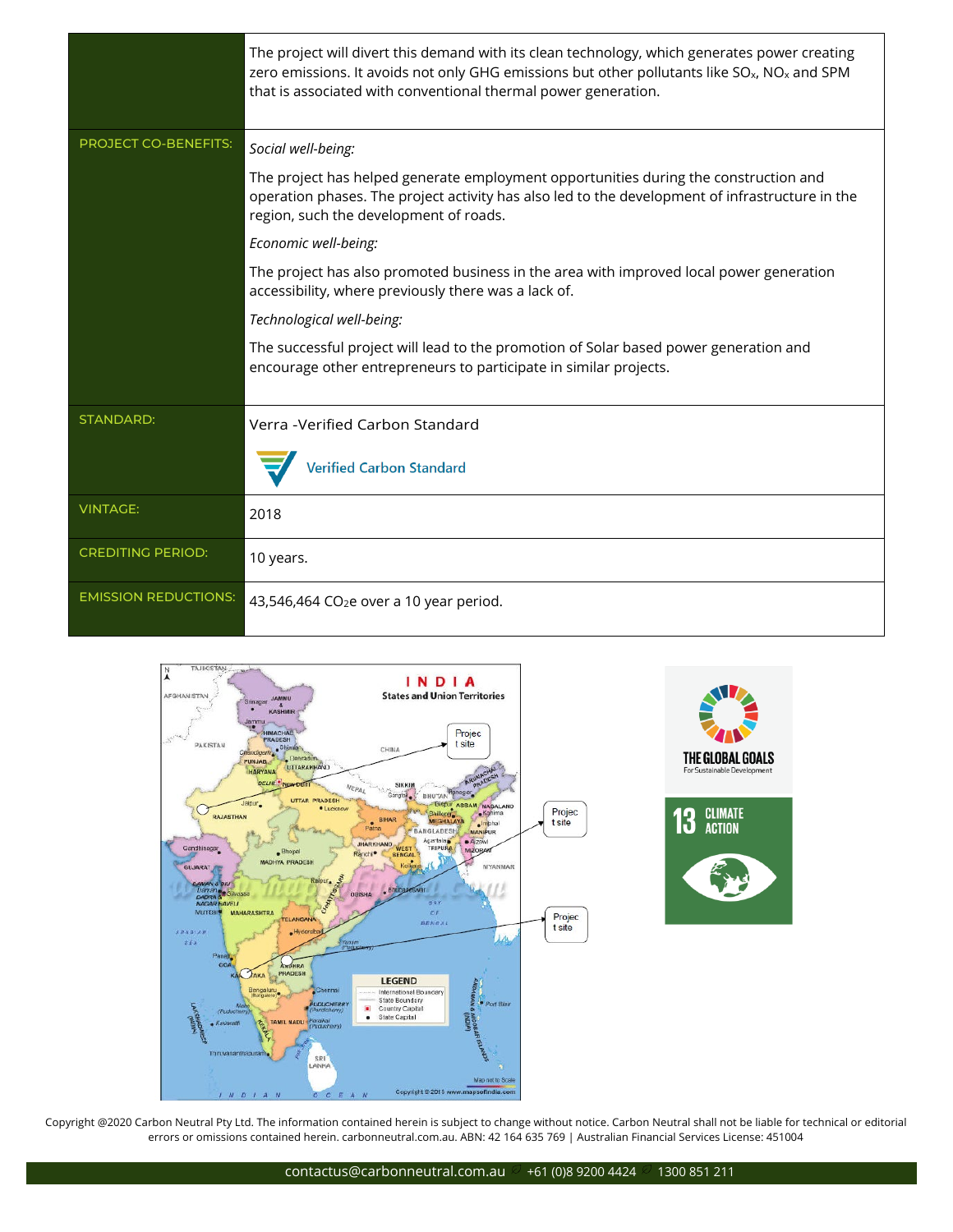| | |
|---|---|
| | The project will divert this demand with its clean technology, which generates power creating zero emissions. It avoids not only GHG emissions but other pollutants like $SO_x$, $NO_x$ and SPM that is associated with conventional thermal power generation. |
| PROJECT CO-BENEFITS: | *Social well-being:* The project has helped generate employment opportunities during the construction and operation phases. The project activity has also led to the development of infrastructure in the region, such the development of roads. *Economic well-being:* The project has also promoted business in the area with improved local power generation accessibility, where previously there was a lack of. *Technological well-being:* The successful project will lead to the promotion of Solar based power generation and encourage other entrepreneurs to participate in similar projects. |
| STANDARD: | Verra -Verified Carbon Standard |
| VINTAGE: | 2018 |
| CREDITING PERIOD: | 10 years. |
| EMISSION REDUCTIONS: | 43,546,464 $CO_2e$ over a 10 year period. |

INDIA
States and Union Territories

Project site

Project site

Project site

THE GLOBAL GOALS
For Sustainable Development

13 CLIMATE ACTION

Copyright @2020 Carbon Neutral Pty Ltd. The information contained herein is subject to change without notice. Carbon Neutral shall not be liable for technical or editorial errors or omissions contained herein. carbonneutral.com.au. ABN: 42 164 635 769 | Australian Financial Services License: 451004

contactus@carbonneutral.com.au +61 (0)8 9200 4424 1300 851 211